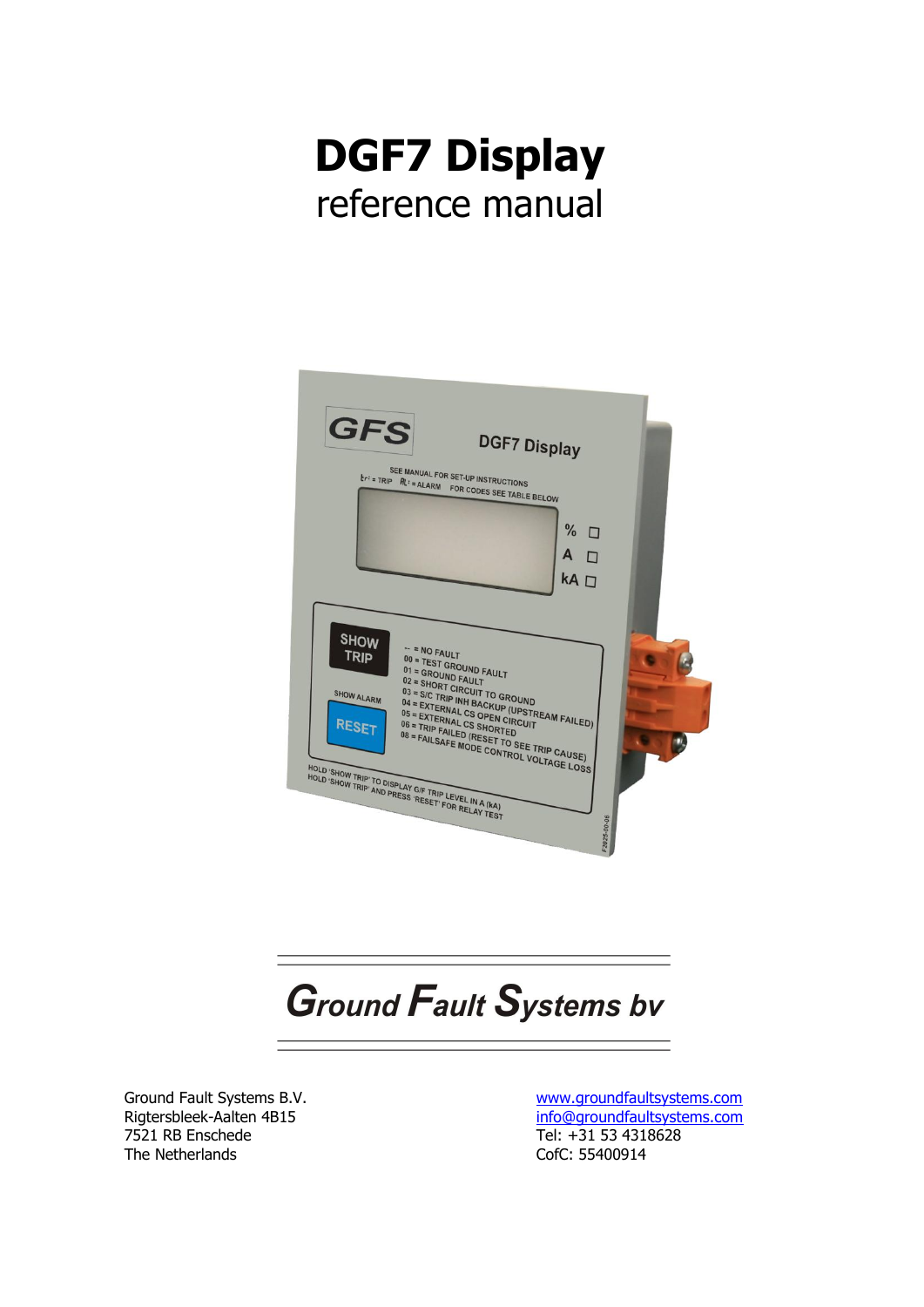# DGF7 Display

reference manual

Ground Fault Systems bv

Ground Fault Systems B.V.
Rigtersbleek-Aalten 4B15
7521 RB Enschede
The Netherlands

www.groundfaultsystems.com
info@groundfaultsystems.com
Tel: +31 53 4318628
CofC: 55400914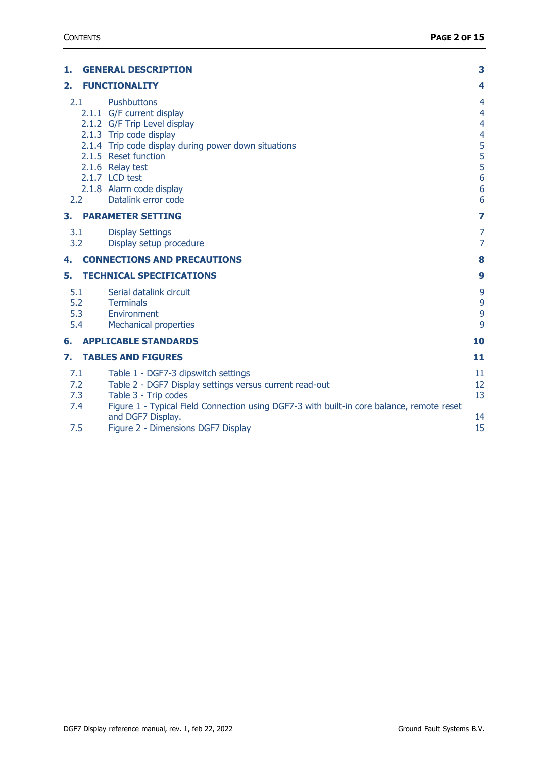| | | |
|---|---|---|
| **1.** | **GENERAL DESCRIPTION** | **3** |
| **2.** | **FUNCTIONALITY** | **4** |
| 2.1 | Pushbuttons | 4 |
| 2.1.1 | G/F current display | 4 |
| 2.1.2 | G/F Trip Level display | 4 |
| 2.1.3 | Trip code display | 4 |
| 2.1.4 | Trip code display during power down situations | 5 |
| 2.1.5 | Reset function | 5 |
| 2.1.6 | Relay test | 5 |
| 2.1.7 | LCD test | 6 |
| 2.1.8 | Alarm code display | 6 |
| 2.2 | Datalink error code | 6 |
| **3.** | **PARAMETER SETTING** | **7** |
| 3.1 | Display Settings | 7 |
| 3.2 | Display setup procedure | 7 |
| **4.** | **CONNECTIONS AND PRECAUTIONS** | **8** |
| **5.** | **TECHNICAL SPECIFICATIONS** | **9** |
| 5.1 | Serial datalink circuit | 9 |
| 5.2 | Terminals | 9 |
| 5.3 | Environment | 9 |
| 5.4 | Mechanical properties | 9 |
| **6.** | **APPLICABLE STANDARDS** | **10** |
| **7.** | **TABLES AND FIGURES** | **11** |
| 7.1 | Table 1 - DGF7-3 dipswitch settings | 11 |
| 7.2 | Table 2 - DGF7 Display settings versus current read-out | 12 |
| 7.3 | Table 3 - Trip codes | 13 |
| 7.4 | Figure 1 - Typical Field Connection using DGF7-3 with built-in core balance, remote reset and DGF7 Display. | 14 |
| 7.5 | Figure 2 - Dimensions DGF7 Display | 15 |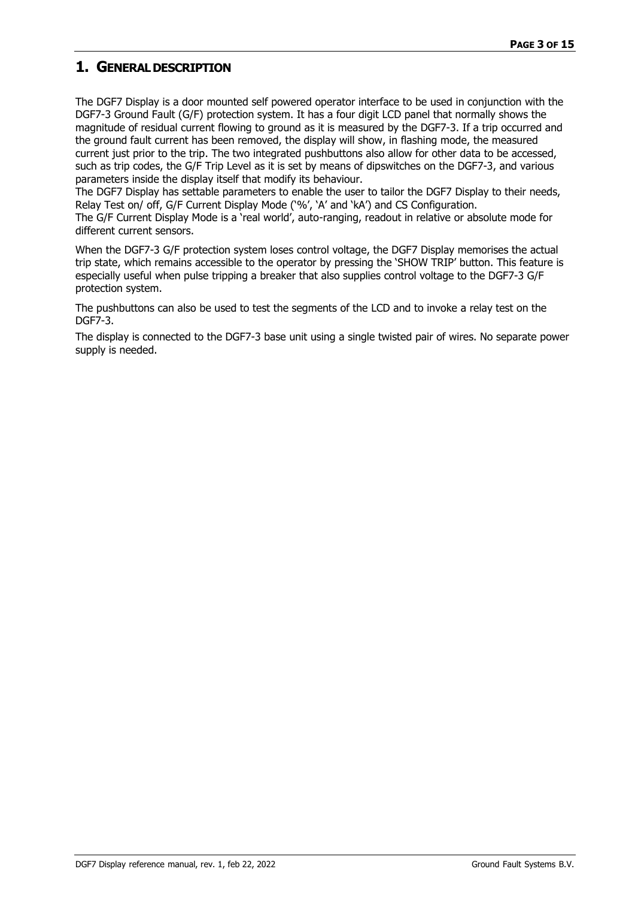# 1. GENERAL DESCRIPTION

The DGF7 Display is a door mounted self powered operator interface to be used in conjunction with the DGF7-3 Ground Fault (G/F) protection system. It has a four digit LCD panel that normally shows the magnitude of residual current flowing to ground as it is measured by the DGF7-3. If a trip occurred and the ground fault current has been removed, the display will show, in flashing mode, the measured current just prior to the trip. The two integrated pushbuttons also allow for other data to be accessed, such as trip codes, the G/F Trip Level as it is set by means of dipswitches on the DGF7-3, and various parameters inside the display itself that modify its behaviour.

The DGF7 Display has settable parameters to enable the user to tailor the DGF7 Display to their needs, Relay Test on/ off, G/F Current Display Mode ('%', 'A' and 'kA') and CS Configuration.

The G/F Current Display Mode is a 'real world', auto-ranging, readout in relative or absolute mode for different current sensors.

When the DGF7-3 G/F protection system loses control voltage, the DGF7 Display memorises the actual trip state, which remains accessible to the operator by pressing the 'SHOW TRIP' button. This feature is especially useful when pulse tripping a breaker that also supplies control voltage to the DGF7-3 G/F protection system.

The pushbuttons can also be used to test the segments of the LCD and to invoke a relay test on the DGF7-3.

The display is connected to the DGF7-3 base unit using a single twisted pair of wires. No separate power supply is needed.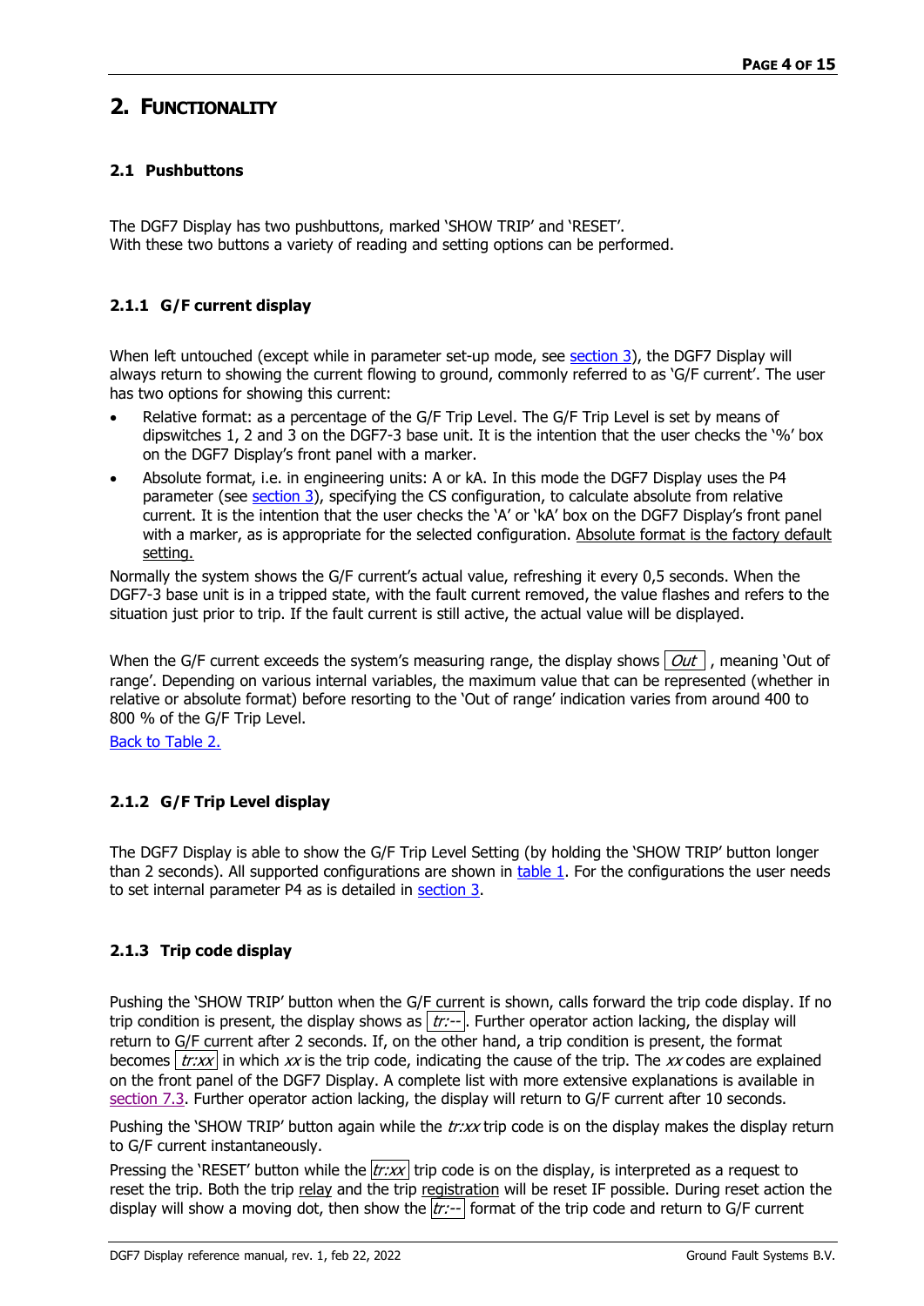# 2. Functionality

## 2.1 Pushbuttons

The DGF7 Display has two pushbuttons, marked 'SHOW TRIP' and 'RESET'.
With these two buttons a variety of reading and setting options can be performed.

### 2.1.1 G/F current display

When left untouched (except while in parameter set-up mode, see section 3), the DGF7 Display will always return to showing the current flowing to ground, commonly referred to as 'G/F current'. The user has two options for showing this current:

- Relative format: as a percentage of the G/F Trip Level. The G/F Trip Level is set by means of dipswitches 1, 2 and 3 on the DGF7-3 base unit. It is the intention that the user checks the '%' box on the DGF7 Display's front panel with a marker.
- Absolute format, i.e. in engineering units: A or kA. In this mode the DGF7 Display uses the P4 parameter (see section 3), specifying the CS configuration, to calculate absolute from relative current. It is the intention that the user checks the 'A' or 'kA' box on the DGF7 Display's front panel with a marker, as is appropriate for the selected configuration. Absolute format is the factory default setting.

Normally the system shows the G/F current's actual value, refreshing it every 0,5 seconds. When the DGF7-3 base unit is in a tripped state, with the fault current removed, the value flashes and refers to the situation just prior to trip. If the fault current is still active, the actual value will be displayed.

When the G/F current exceeds the system's measuring range, the display shows *Out*, meaning 'Out of range'. Depending on various internal variables, the maximum value that can be represented (whether in relative or absolute format) before resorting to the 'Out of range' indication varies from around 400 to 800 % of the G/F Trip Level.

Back to Table 2.

### 2.1.2 G/F Trip Level display

The DGF7 Display is able to show the G/F Trip Level Setting (by holding the 'SHOW TRIP' button longer than 2 seconds). All supported configurations are shown in table 1. For the configurations the user needs to set internal parameter P4 as is detailed in section 3.

### 2.1.3 Trip code display

Pushing the 'SHOW TRIP' button when the G/F current is shown, calls forward the trip code display. If no trip condition is present, the display shows as *tr:--*. Further operator action lacking, the display will return to G/F current after 2 seconds. If, on the other hand, a trip condition is present, the format becomes *tr:xx* in which *xx* is the trip code, indicating the cause of the trip. The *xx* codes are explained on the front panel of the DGF7 Display. A complete list with more extensive explanations is available in section 7.3. Further operator action lacking, the display will return to G/F current after 10 seconds.

Pushing the 'SHOW TRIP' button again while the *tr:xx* trip code is on the display makes the display return to G/F current instantaneously.

Pressing the 'RESET' button while the *tr:xx* trip code is on the display, is interpreted as a request to reset the trip. Both the trip relay and the trip registration will be reset IF possible. During reset action the display will show a moving dot, then show the *tr:--* format of the trip code and return to G/F current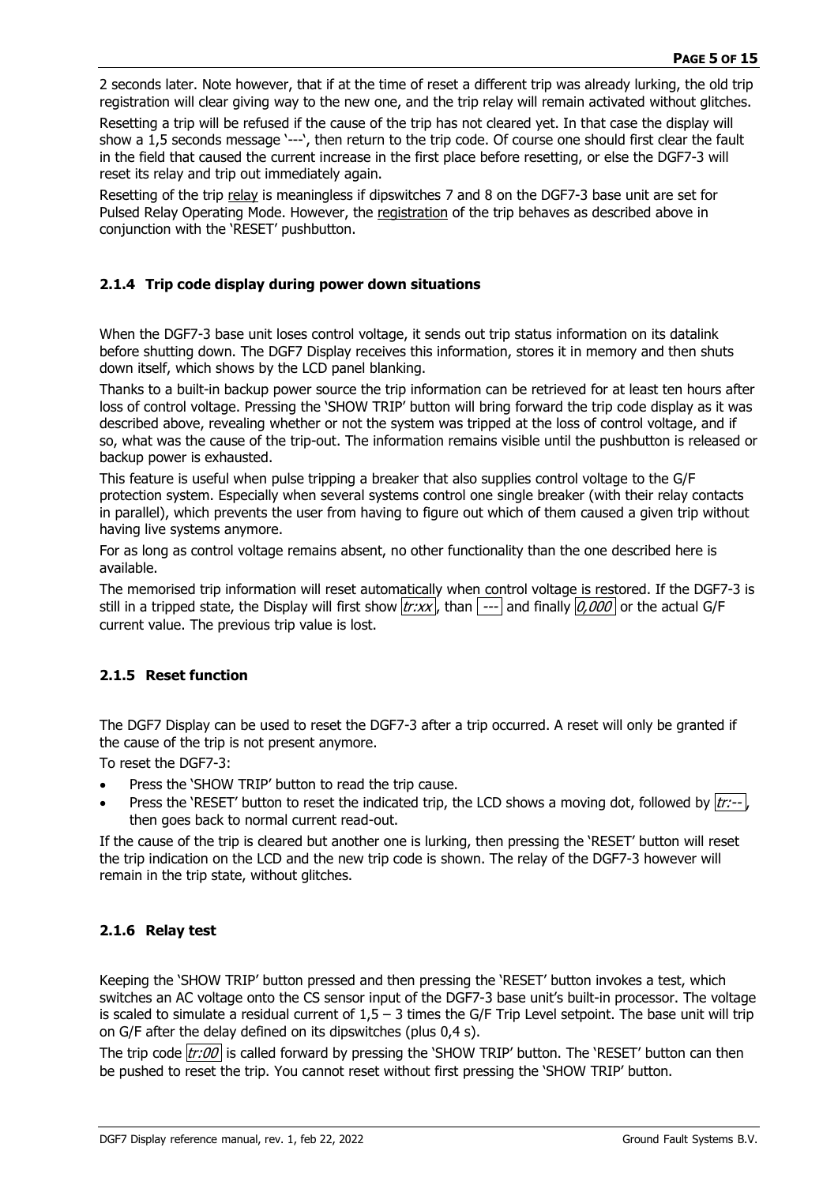2 seconds later. Note however, that if at the time of reset a different trip was already lurking, the old trip registration will clear giving way to the new one, and the trip relay will remain activated without glitches.

Resetting a trip will be refused if the cause of the trip has not cleared yet. In that case the display will show a 1,5 seconds message '---', then return to the trip code. Of course one should first clear the fault in the field that caused the current increase in the first place before resetting, or else the DGF7-3 will reset its relay and trip out immediately again.

Resetting of the trip relay is meaningless if dipswitches 7 and 8 on the DGF7-3 base unit are set for Pulsed Relay Operating Mode. However, the registration of the trip behaves as described above in conjunction with the 'RESET' pushbutton.

### 2.1.4 Trip code display during power down situations

When the DGF7-3 base unit loses control voltage, it sends out trip status information on its datalink before shutting down. The DGF7 Display receives this information, stores it in memory and then shuts down itself, which shows by the LCD panel blanking.

Thanks to a built-in backup power source the trip information can be retrieved for at least ten hours after loss of control voltage. Pressing the 'SHOW TRIP' button will bring forward the trip code display as it was described above, revealing whether or not the system was tripped at the loss of control voltage, and if so, what was the cause of the trip-out. The information remains visible until the pushbutton is released or backup power is exhausted.

This feature is useful when pulse tripping a breaker that also supplies control voltage to the G/F protection system. Especially when several systems control one single breaker (with their relay contacts in parallel), which prevents the user from having to figure out which of them caused a given trip without having live systems anymore.

For as long as control voltage remains absent, no other functionality than the one described here is available.

The memorised trip information will reset automatically when control voltage is restored. If the DGF7-3 is still in a tripped state, the Display will first show *tr:xx*, than --- and finally *0,000* or the actual G/F current value. The previous trip value is lost.

### 2.1.5 Reset function

The DGF7 Display can be used to reset the DGF7-3 after a trip occurred. A reset will only be granted if the cause of the trip is not present anymore.

To reset the DGF7-3:

- Press the 'SHOW TRIP' button to read the trip cause.
- Press the 'RESET' button to reset the indicated trip, the LCD shows a moving dot, followed by *tr:--*, then goes back to normal current read-out.

If the cause of the trip is cleared but another one is lurking, then pressing the 'RESET' button will reset the trip indication on the LCD and the new trip code is shown. The relay of the DGF7-3 however will remain in the trip state, without glitches.

### 2.1.6 Relay test

Keeping the 'SHOW TRIP' button pressed and then pressing the 'RESET' button invokes a test, which switches an AC voltage onto the CS sensor input of the DGF7-3 base unit's built-in processor. The voltage is scaled to simulate a residual current of 1,5 – 3 times the G/F Trip Level setpoint. The base unit will trip on G/F after the delay defined on its dipswitches (plus 0,4 s).

The trip code *tr:00* is called forward by pressing the 'SHOW TRIP' button. The 'RESET' button can then be pushed to reset the trip. You cannot reset without first pressing the 'SHOW TRIP' button.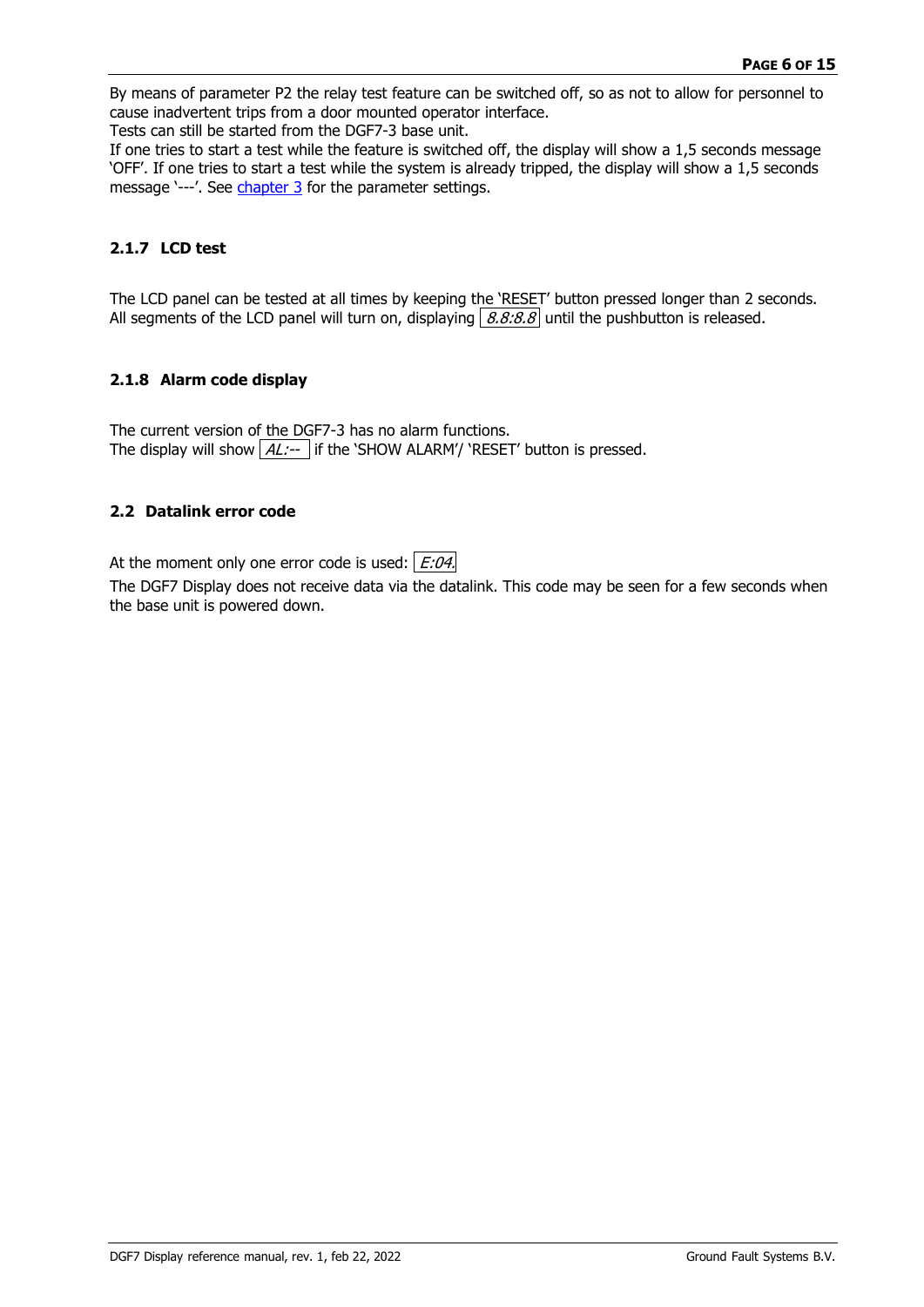By means of parameter P2 the relay test feature can be switched off, so as not to allow for personnel to cause inadvertent trips from a door mounted operator interface.
Tests can still be started from the DGF7-3 base unit.
If one tries to start a test while the feature is switched off, the display will show a 1,5 seconds message 'OFF'. If one tries to start a test while the system is already tripped, the display will show a 1,5 seconds message '---'. See chapter 3 for the parameter settings.

### 2.1.7 LCD test

The LCD panel can be tested at all times by keeping the 'RESET' button pressed longer than 2 seconds. All segments of the LCD panel will turn on, displaying *8.8:8.8* until the pushbutton is released.

### 2.1.8 Alarm code display

The current version of the DGF7-3 has no alarm functions.
The display will show *AL:--* if the 'SHOW ALARM'/ 'RESET' button is pressed.

## 2.2 Datalink error code

At the moment only one error code is used: *E:04.*

The DGF7 Display does not receive data via the datalink. This code may be seen for a few seconds when the base unit is powered down.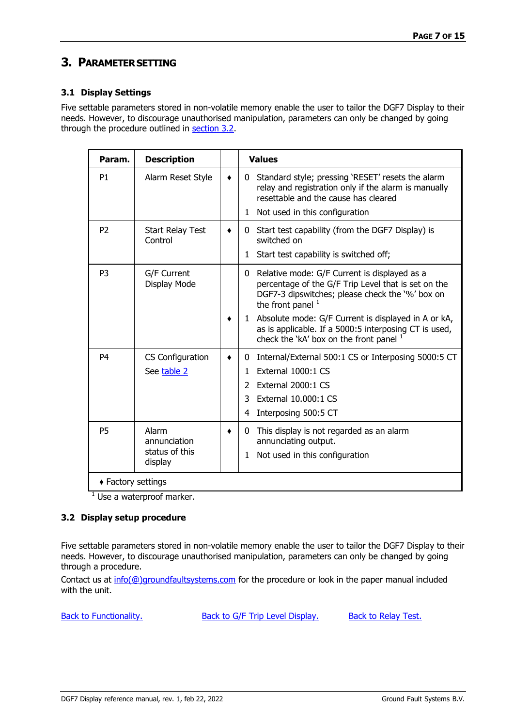## 3. Parameter Setting

### 3.1 Display Settings

Five settable parameters stored in non-volatile memory enable the user to tailor the DGF7 Display to their needs. However, to discourage unauthorised manipulation, parameters can only be changed by going through the procedure outlined in section 3.2.

| Param. | Description | | Values |
|---|---|---|---|
| P1 | Alarm Reset Style | ♦ | 0 Standard style; pressing 'RESET' resets the alarm relay and registration only if the alarm is manually resettable and the cause has cleared |
| | | | 1 Not used in this configuration |
| P2 | Start Relay Test Control | ♦ | 0 Start test capability (from the DGF7 Display) is switched on |
| | | | 1 Start test capability is switched off; |
| P3 | G/F Current Display Mode | | 0 Relative mode: G/F Current is displayed as a percentage of the G/F Trip Level that is set on the DGF7-3 dipswitches; please check the '%' box on the front panel [1] |
| | | ♦ | 1 Absolute mode: G/F Current is displayed in A or kA, as is applicable. If a 5000:5 interposing CT is used, check the 'kA' box on the front panel [1] |
| P4 | CS Configuration See table 2 | ♦ | 0 Internal/External 500:1 CS or Interposing 5000:5 CT |
| | | | 1 External 1000:1 CS |
| | | | 2 External 2000:1 CS |
| | | | 3 External 10.000:1 CS |
| | | | 4 Interposing 500:5 CT |
| P5 | Alarm annunciation status of this display | ♦ | 0 This display is not regarded as an alarm annunciating output. |
| | | | 1 Not used in this configuration |
| ♦ Factory settings | | | |

[1] Use a waterproof marker.

### 3.2 Display setup procedure

Five settable parameters stored in non-volatile memory enable the user to tailor the DGF7 Display to their needs. However, to discourage unauthorised manipulation, parameters can only be changed by going through a procedure.

Contact us at info(@)groundfaultsystems.com for the procedure or look in the paper manual included with the unit.

Back to Functionality. Back to G/F Trip Level Display. Back to Relay Test.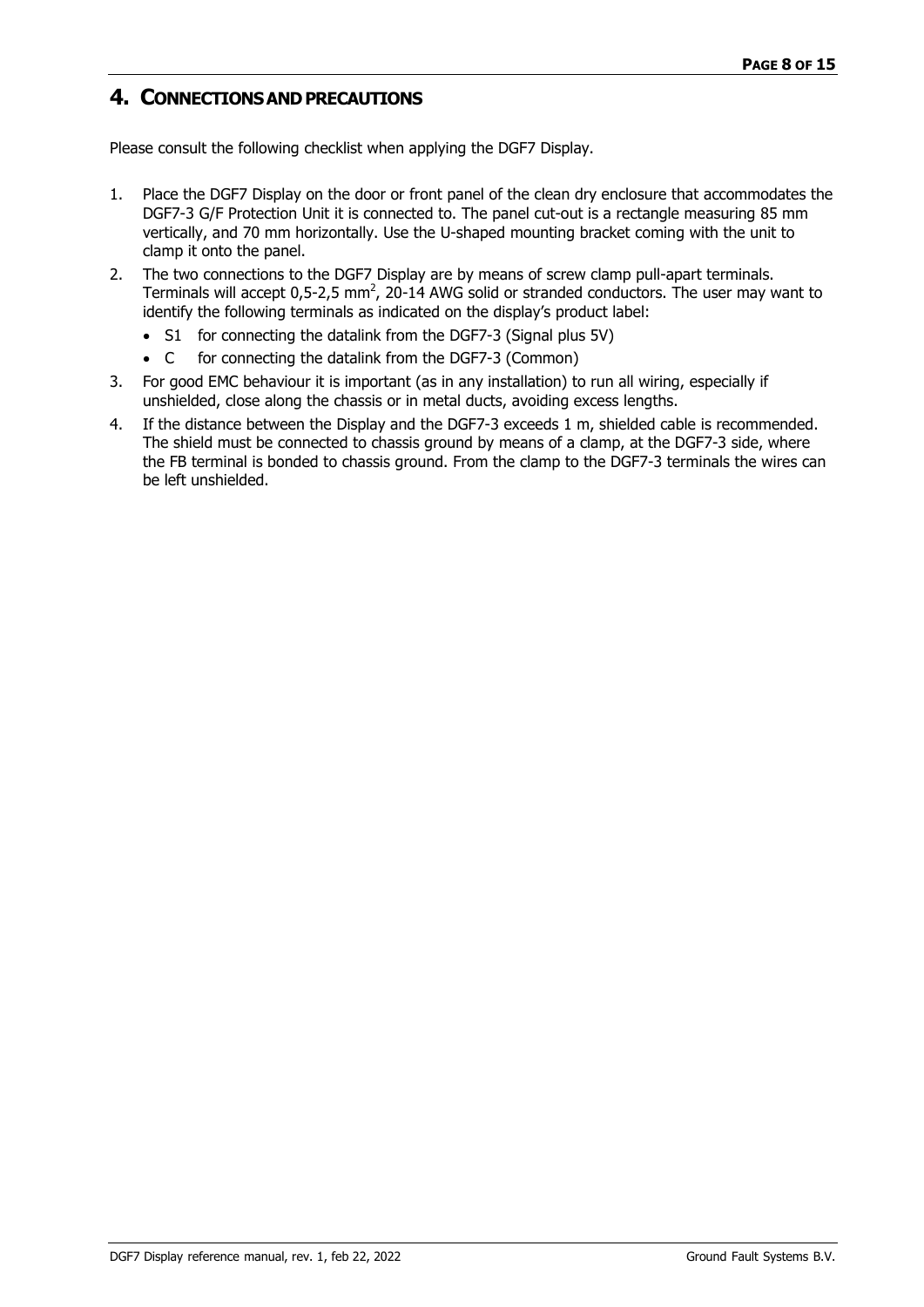# 4. CONNECTIONS AND PRECAUTIONS

Please consult the following checklist when applying the DGF7 Display.

1. Place the DGF7 Display on the door or front panel of the clean dry enclosure that accommodates the DGF7-3 G/F Protection Unit it is connected to. The panel cut-out is a rectangle measuring 85 mm vertically, and 70 mm horizontally. Use the U-shaped mounting bracket coming with the unit to clamp it onto the panel.
2. The two connections to the DGF7 Display are by means of screw clamp pull-apart terminals. Terminals will accept 0,5-2,5 $mm^2$, 20-14 AWG solid or stranded conductors. The user may want to identify the following terminals as indicated on the display's product label:
   - S1 for connecting the datalink from the DGF7-3 (Signal plus 5V)
   - C for connecting the datalink from the DGF7-3 (Common)
3. For good EMC behaviour it is important (as in any installation) to run all wiring, especially if unshielded, close along the chassis or in metal ducts, avoiding excess lengths.
4. If the distance between the Display and the DGF7-3 exceeds 1 m, shielded cable is recommended. The shield must be connected to chassis ground by means of a clamp, at the DGF7-3 side, where the FB terminal is bonded to chassis ground. From the clamp to the DGF7-3 terminals the wires can be left unshielded.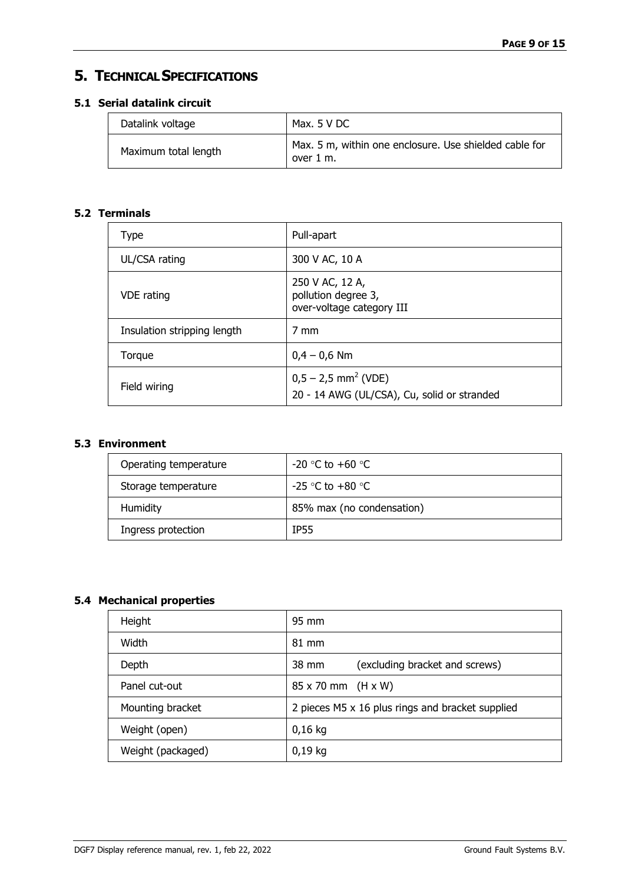# 5. TECHNICAL SPECIFICATIONS

## 5.1 Serial datalink circuit

| Datalink voltage | Max. 5 V DC |
|---|---|
| Maximum total length | Max. 5 m, within one enclosure. Use shielded cable for over 1 m. |

## 5.2 Terminals

| Type | Pull-apart |
|---|---|
| UL/CSA rating | 300 V AC, 10 A |
| VDE rating | 250 V AC, 12 A, pollution degree 3, over-voltage category III |
| Insulation stripping length | 7 mm |
| Torque | 0,4 – 0,6 Nm |
| Field wiring | 0,5 – 2,5 $mm^2$ (VDE)<br>20 - 14 AWG (UL/CSA), Cu, solid or stranded |

## 5.3 Environment

| Operating temperature | -20 °C to +60 °C |
|---|---|
| Storage temperature | -25 °C to +80 °C |
| Humidity | 85% max (no condensation) |
| Ingress protection | IP55 |

## 5.4 Mechanical properties

| Height | 95 mm |
|---|---|
| Width | 81 mm |
| Depth | 38 mm (excluding bracket and screws) |
| Panel cut-out | 85 x 70 mm (H x W) |
| Mounting bracket | 2 pieces M5 x 16 plus rings and bracket supplied |
| Weight (open) | 0,16 kg |
| Weight (packaged) | 0,19 kg |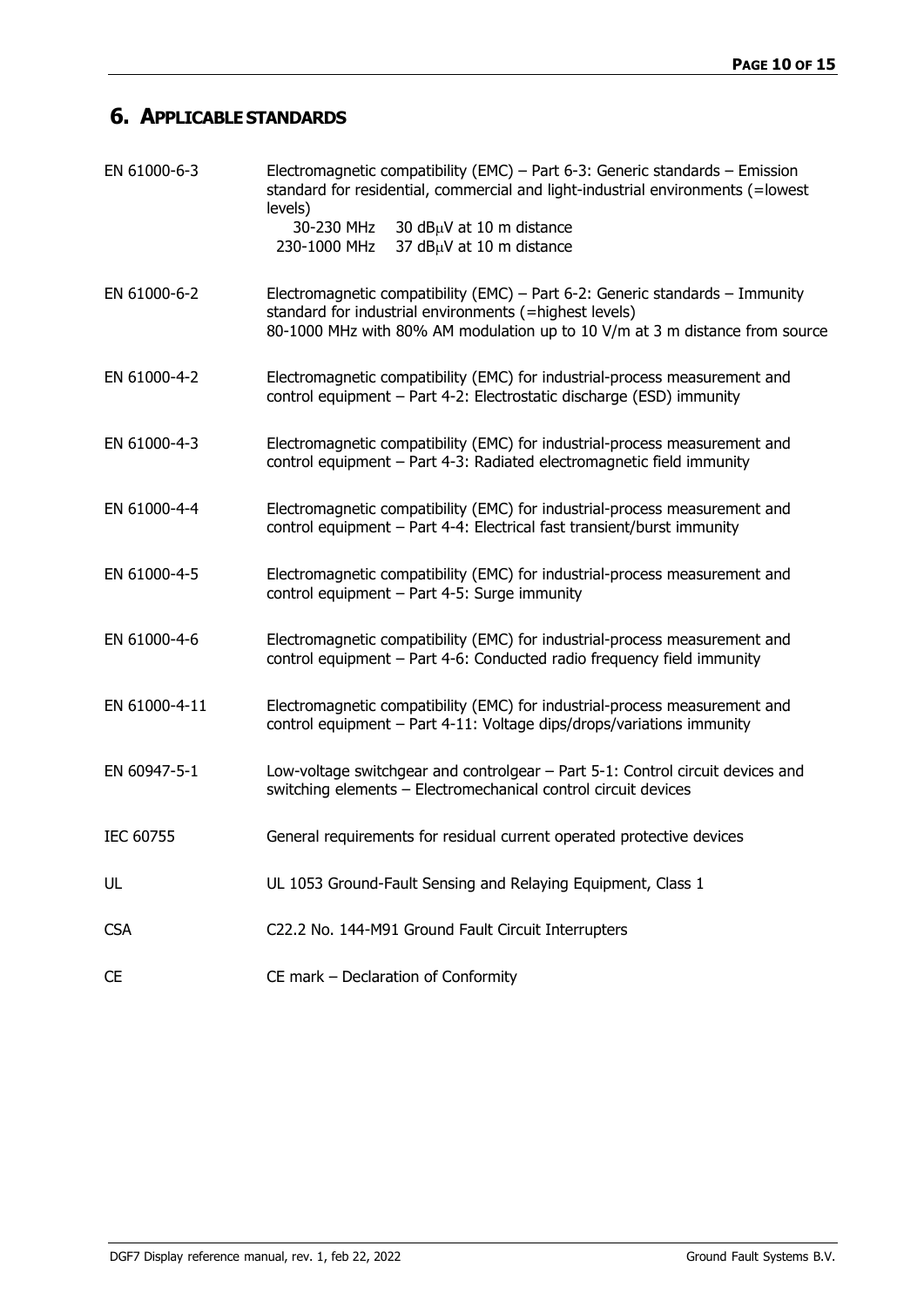## 6. APPLICABLE STANDARDS

| | |
|---|---|
| EN 61000-6-3 | Electromagnetic compatibility (EMC) – Part 6-3: Generic standards – Emission standard for residential, commercial and light-industrial environments (=lowest levels)<br>30-230 MHz 30 dBμV at 10 m distance<br>230-1000 MHz 37 dBμV at 10 m distance |
| EN 61000-6-2 | Electromagnetic compatibility (EMC) – Part 6-2: Generic standards – Immunity standard for industrial environments (=highest levels)<br>80-1000 MHz with 80% AM modulation up to 10 V/m at 3 m distance from source |
| EN 61000-4-2 | Electromagnetic compatibility (EMC) for industrial-process measurement and control equipment – Part 4-2: Electrostatic discharge (ESD) immunity |
| EN 61000-4-3 | Electromagnetic compatibility (EMC) for industrial-process measurement and control equipment – Part 4-3: Radiated electromagnetic field immunity |
| EN 61000-4-4 | Electromagnetic compatibility (EMC) for industrial-process measurement and control equipment – Part 4-4: Electrical fast transient/burst immunity |
| EN 61000-4-5 | Electromagnetic compatibility (EMC) for industrial-process measurement and control equipment – Part 4-5: Surge immunity |
| EN 61000-4-6 | Electromagnetic compatibility (EMC) for industrial-process measurement and control equipment – Part 4-6: Conducted radio frequency field immunity |
| EN 61000-4-11 | Electromagnetic compatibility (EMC) for industrial-process measurement and control equipment – Part 4-11: Voltage dips/drops/variations immunity |
| EN 60947-5-1 | Low-voltage switchgear and controlgear – Part 5-1: Control circuit devices and switching elements – Electromechanical control circuit devices |
| IEC 60755 | General requirements for residual current operated protective devices |
| UL | UL 1053 Ground-Fault Sensing and Relaying Equipment, Class 1 |
| CSA | C22.2 No. 144-M91 Ground Fault Circuit Interrupters |
| CE | CE mark – Declaration of Conformity |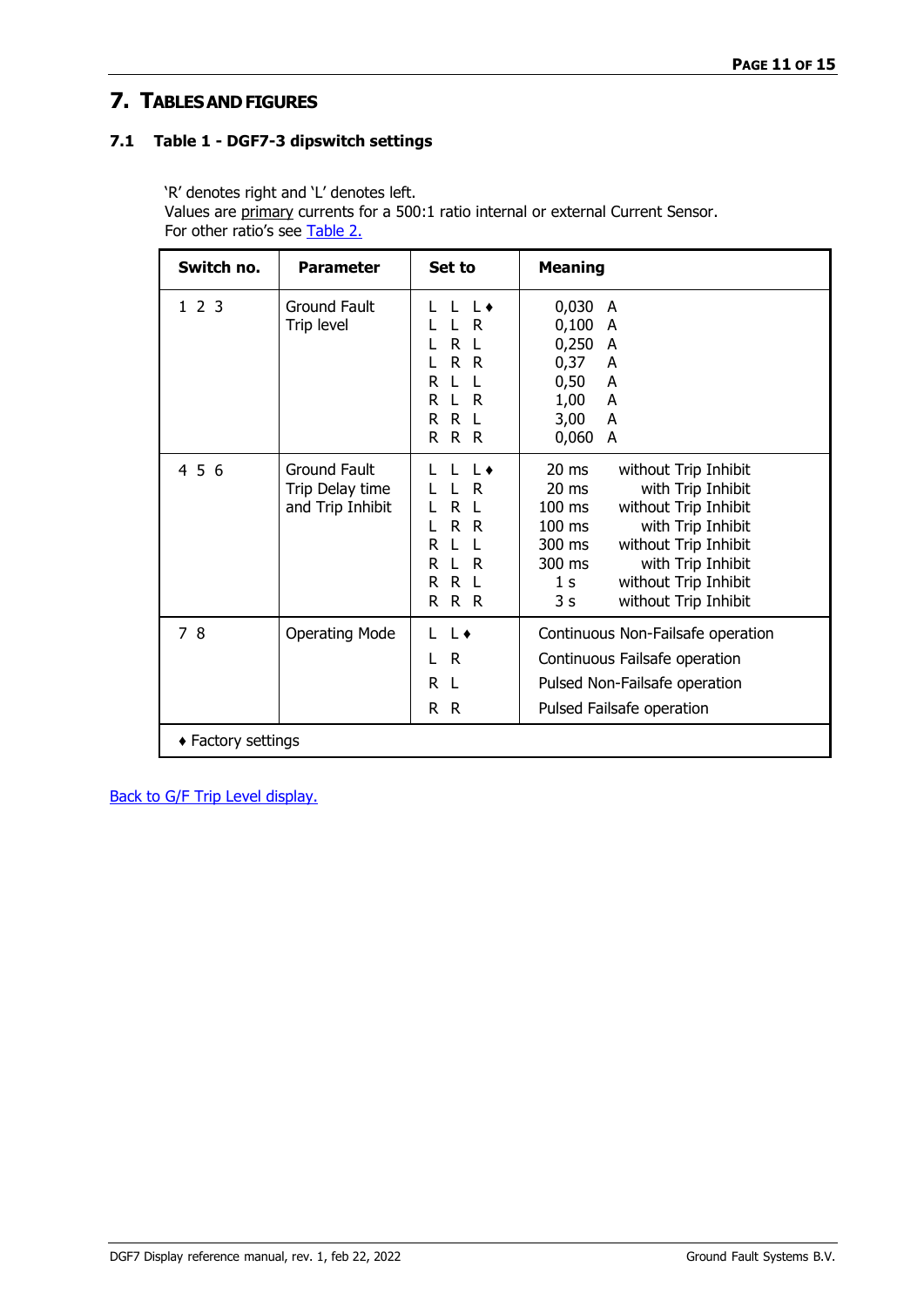# 7. Tables and Figures

## 7.1 Table 1 - DGF7-3 dipswitch settings

'R' denotes right and 'L' denotes left.
Values are primary currents for a 500:1 ratio internal or external Current Sensor.
For other ratio's see Table 2.

| Switch no. | Parameter | Set to | Meaning |
|---|---|---|---|
| 1 2 3 | Ground Fault Trip level | L L L♦ | 0,030 A |
| | | L L R | 0,100 A |
| | | L R L | 0,250 A |
| | | L R R | 0,37 A |
| | | R L L | 0,50 A |
| | | R L R | 1,00 A |
| | | R R L | 3,00 A |
| | | R R R | 0,060 A |
| 4 5 6 | Ground Fault Trip Delay time and Trip Inhibit | L L L♦ | 20 ms without Trip Inhibit |
| | | L L R | 20 ms with Trip Inhibit |
| | | L R L | 100 ms without Trip Inhibit |
| | | L R R | 100 ms with Trip Inhibit |
| | | R L L | 300 ms without Trip Inhibit |
| | | R L R | 300 ms with Trip Inhibit |
| | | R R L | 1 s without Trip Inhibit |
| | | R R R | 3 s without Trip Inhibit |
| 7 8 | Operating Mode | L L♦ | Continuous Non-Failsafe operation |
| | | L R | Continuous Failsafe operation |
| | | R L | Pulsed Non-Failsafe operation |
| | | R R | Pulsed Failsafe operation |
| ♦ Factory settings | | | |

Back to G/F Trip Level display.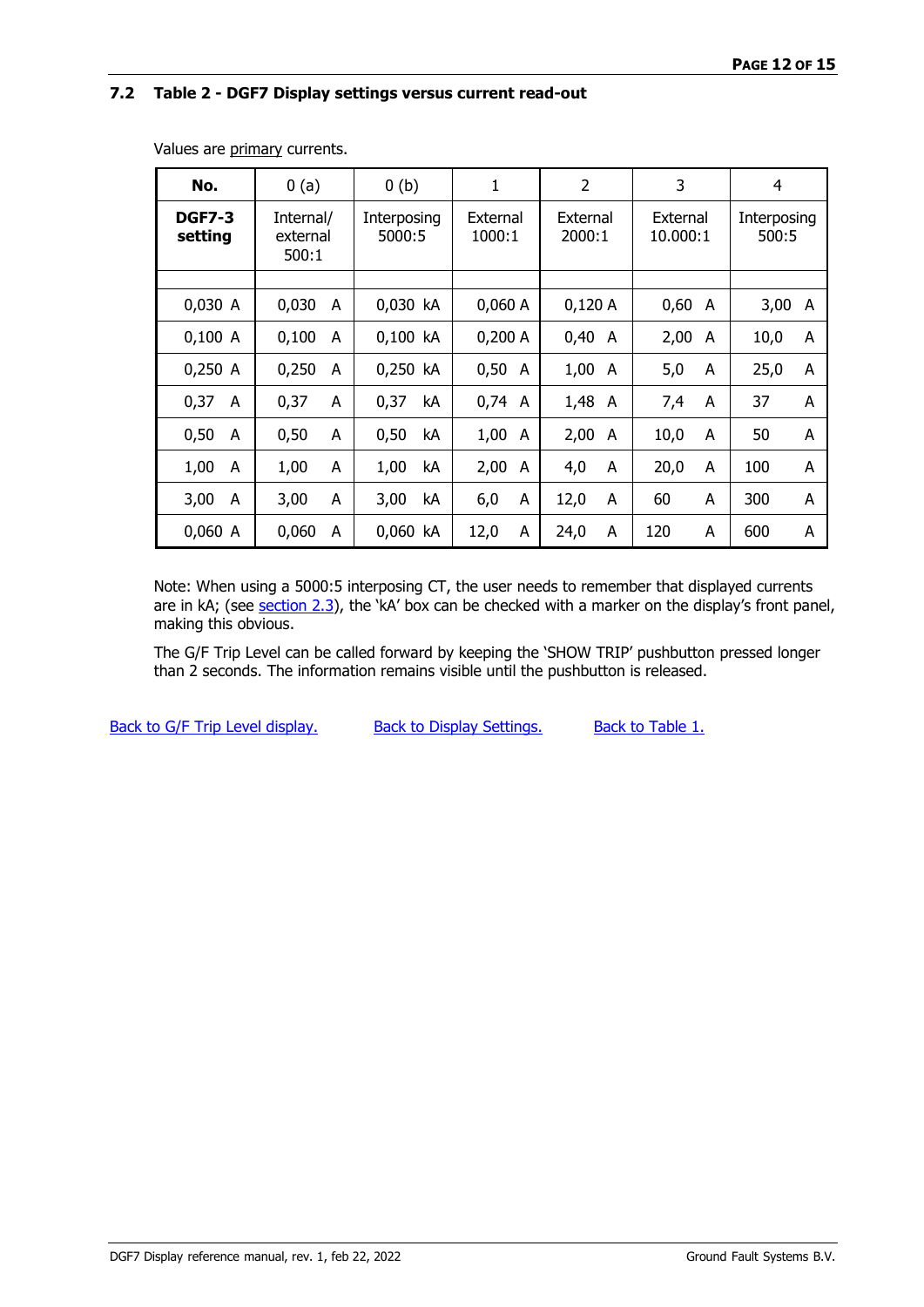## 7.2 Table 2 - DGF7 Display settings versus current read-out

Values are primary currents.

| No. | 0 (a) | 0 (b) | 1 | 2 | 3 | 4 |
|---|---|---|---|---|---|---|
| **DGF7-3 setting** | Internal/ external 500:1 | Interposing 5000:5 | External 1000:1 | External 2000:1 | External 10.000:1 | Interposing 500:5 |
| | | | | | | |
| 0,030 A | 0,030 A | 0,030 kA | 0,060 A | 0,120 A | 0,60 A | 3,00 A |
| 0,100 A | 0,100 A | 0,100 kA | 0,200 A | 0,40 A | 2,00 A | 10,0 A |
| 0,250 A | 0,250 A | 0,250 kA | 0,50 A | 1,00 A | 5,0 A | 25,0 A |
| 0,37 A | 0,37 A | 0,37 kA | 0,74 A | 1,48 A | 7,4 A | 37 A |
| 0,50 A | 0,50 A | 0,50 kA | 1,00 A | 2,00 A | 10,0 A | 50 A |
| 1,00 A | 1,00 A | 1,00 kA | 2,00 A | 4,0 A | 20,0 A | 100 A |
| 3,00 A | 3,00 A | 3,00 kA | 6,0 A | 12,0 A | 60 A | 300 A |
| 0,060 A | 0,060 A | 0,060 kA | 12,0 A | 24,0 A | 120 A | 600 A |

Note: When using a 5000:5 interposing CT, the user needs to remember that displayed currents are in kA; (see section 2.3), the 'kA' box can be checked with a marker on the display's front panel, making this obvious.

The G/F Trip Level can be called forward by keeping the 'SHOW TRIP' pushbutton pressed longer than 2 seconds. The information remains visible until the pushbutton is released.

Back to G/F Trip Level display. Back to Display Settings. Back to Table 1.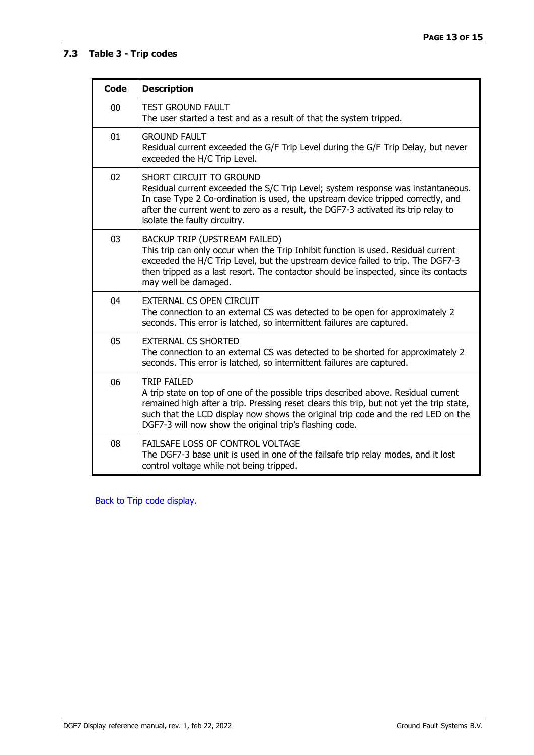### 7.3 Table 3 - Trip codes

| Code | Description |
|---|---|
| 00 | TEST GROUND FAULT<br>The user started a test and as a result of that the system tripped. |
| 01 | GROUND FAULT<br>Residual current exceeded the G/F Trip Level during the G/F Trip Delay, but never exceeded the H/C Trip Level. |
| 02 | SHORT CIRCUIT TO GROUND<br>Residual current exceeded the S/C Trip Level; system response was instantaneous. In case Type 2 Co-ordination is used, the upstream device tripped correctly, and after the current went to zero as a result, the DGF7-3 activated its trip relay to isolate the faulty circuitry. |
| 03 | BACKUP TRIP (UPSTREAM FAILED)<br>This trip can only occur when the Trip Inhibit function is used. Residual current exceeded the H/C Trip Level, but the upstream device failed to trip. The DGF7-3 then tripped as a last resort. The contactor should be inspected, since its contacts may well be damaged. |
| 04 | EXTERNAL CS OPEN CIRCUIT<br>The connection to an external CS was detected to be open for approximately 2 seconds. This error is latched, so intermittent failures are captured. |
| 05 | EXTERNAL CS SHORTED<br>The connection to an external CS was detected to be shorted for approximately 2 seconds. This error is latched, so intermittent failures are captured. |
| 06 | TRIP FAILED<br>A trip state on top of one of the possible trips described above. Residual current remained high after a trip. Pressing reset clears this trip, but not yet the trip state, such that the LCD display now shows the original trip code and the red LED on the DGF7-3 will now show the original trip's flashing code. |
| 08 | FAILSAFE LOSS OF CONTROL VOLTAGE<br>The DGF7-3 base unit is used in one of the failsafe trip relay modes, and it lost control voltage while not being tripped. |

Back to Trip code display.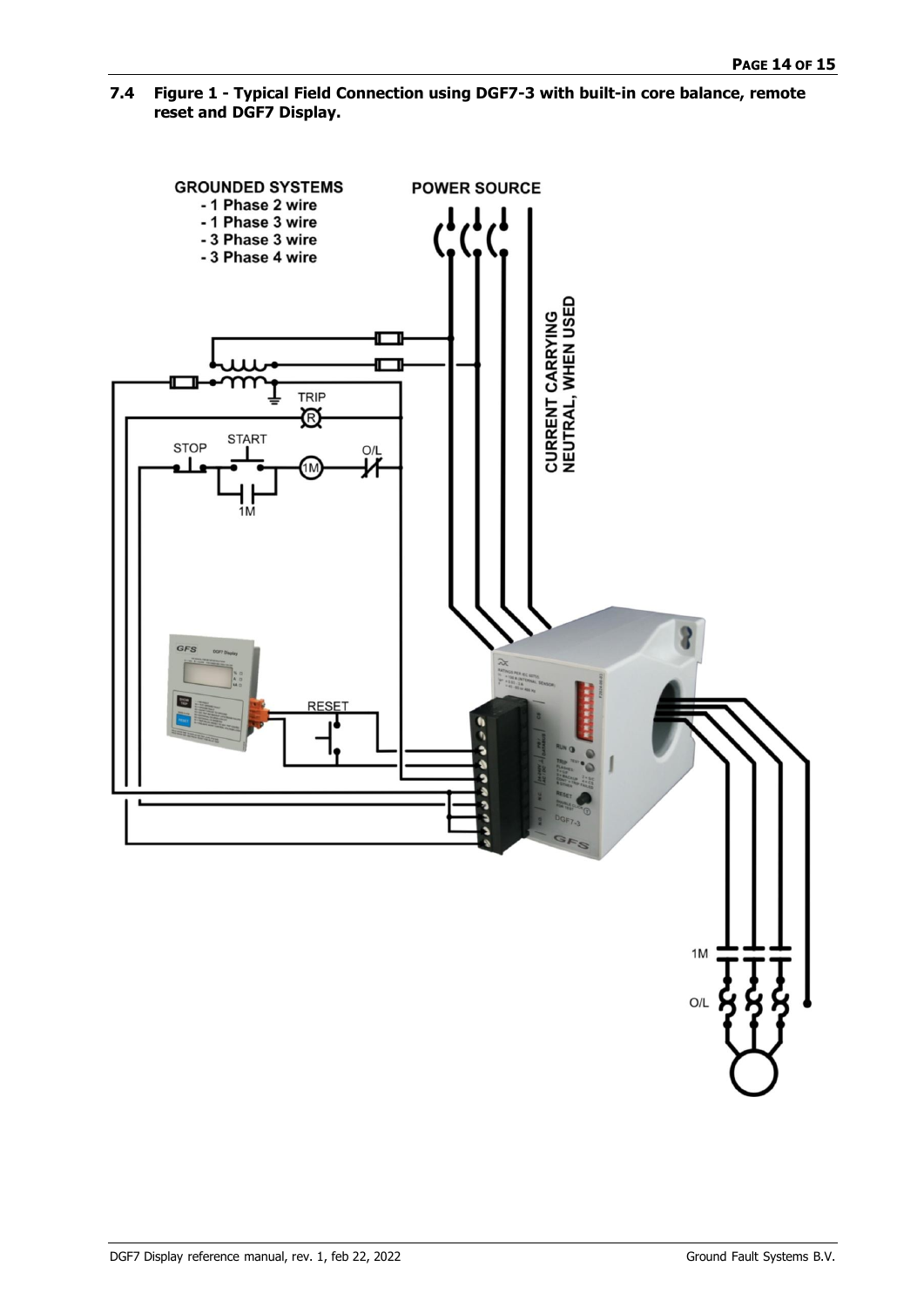## 7.4 Figure 1 - Typical Field Connection using DGF7-3 with built-in core balance, remote reset and DGF7 Display.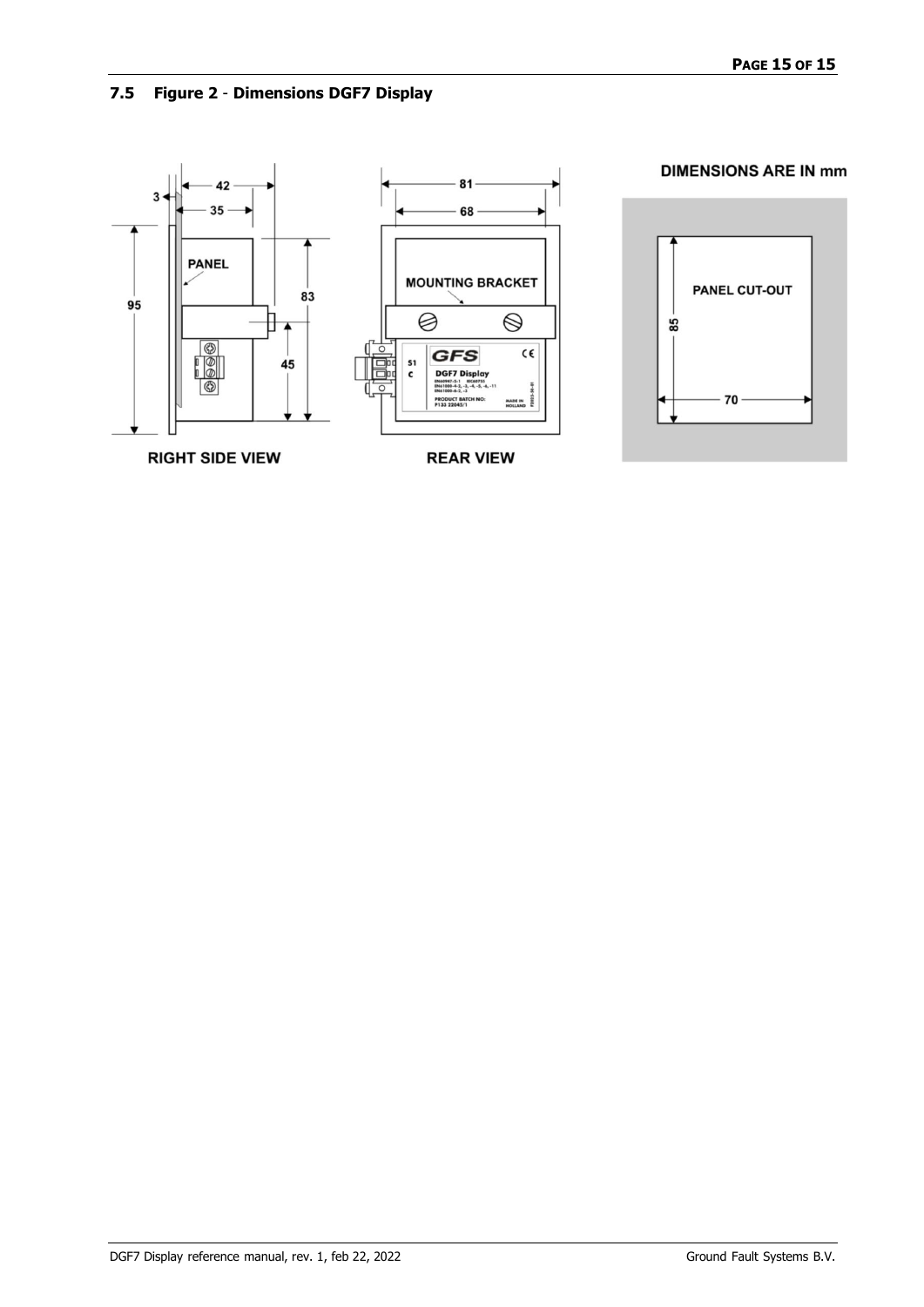## 7.5 Figure 2 - Dimensions DGF7 Display

DIMENSIONS ARE IN mm

3
42
35
95
PANEL
83
45
RIGHT SIDE VIEW

81
68
MOUNTING BRACKET
REAR VIEW

PANEL CUT-OUT
85
70